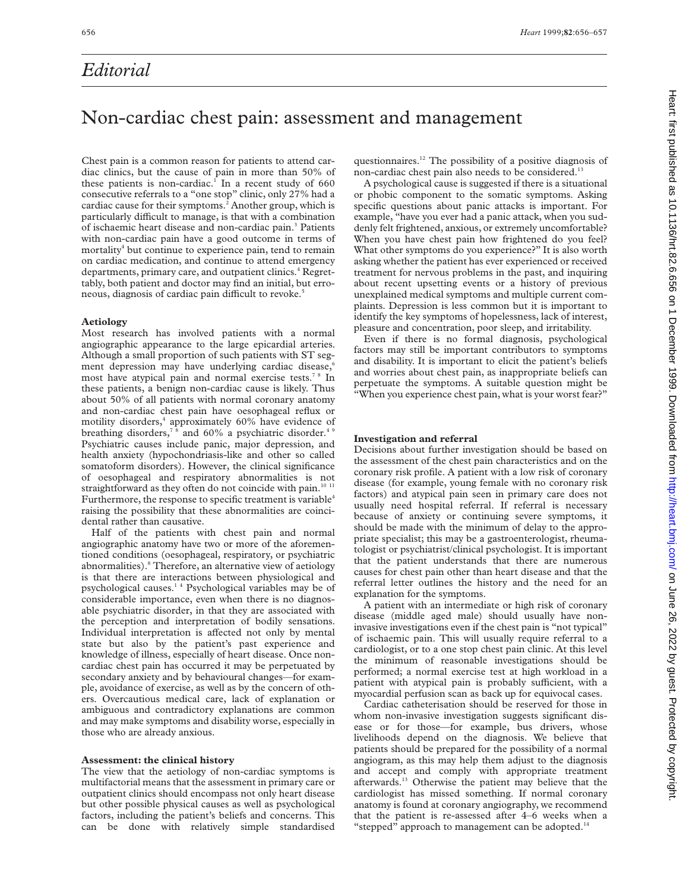*Editorial*

# Non-cardiac chest pain: assessment and management

Chest pain is a common reason for patients to attend cardiac clinics, but the cause of pain in more than 50% of these patients is non-cardiac.[1] In a recent study of 660 consecutive referrals to a "one stop" clinic, only 27% had a cardiac cause for their symptoms.[2] Another group, which is particularly difficult to manage, is that with a combination of ischaemic heart disease and non-cardiac pain.[3] Patients with non-cardiac pain have a good outcome in terms of mortality[4] but continue to experience pain, tend to remain on cardiac medication, and continue to attend emergency departments, primary care, and outpatient clinics.[4] Regrettably, both patient and doctor may find an initial, but erroneous, diagnosis of cardiac pain difficult to revoke.[5]

## Aetiology

Most research has involved patients with a normal angiographic appearance to the large epicardial arteries. Although a small proportion of such patients with ST segment depression may have underlying cardiac disease,[6] most have atypical pain and normal exercise tests.[7,8] In these patients, a benign non-cardiac cause is likely. Thus about 50% of all patients with normal coronary anatomy and non-cardiac chest pain have oesophageal reflux or motility disorders,[4] approximately 60% have evidence of breathing disorders,[7,8] and 60% a psychiatric disorder.[4,9] Psychiatric causes include panic, major depression, and health anxiety (hypochondriasis-like and other so called somatoform disorders). However, the clinical significance of oesophageal and respiratory abnormalities is not straightforward as they often do not coincide with pain.[10,11] Furthermore, the response to specific treatment is variable[4] raising the possibility that these abnormalities are coincidental rather than causative.

Half of the patients with chest pain and normal angiographic anatomy have two or more of the aforementioned conditions (oesophageal, respiratory, or psychiatric abnormalities).[8] Therefore, an alternative view of aetiology is that there are interactions between physiological and psychological causes.[1,4] Psychological variables may be of considerable importance, even when there is no diagnosable psychiatric disorder, in that they are associated with the perception and interpretation of bodily sensations. Individual interpretation is affected not only by mental state but also by the patient's past experience and knowledge of illness, especially of heart disease. Once non-cardiac chest pain has occurred it may be perpetuated by secondary anxiety and by behavioural changes—for example, avoidance of exercise, as well as by the concern of others. Overcautious medical care, lack of explanation or ambiguous and contradictory explanations are common and may make symptoms and disability worse, especially in those who are already anxious.

## Assessment: the clinical history

The view that the aetiology of non-cardiac symptoms is multifactorial means that the assessment in primary care or outpatient clinics should encompass not only heart disease but other possible physical causes as well as psychological factors, including the patient's beliefs and concerns. This can be done with relatively simple standardised questionnaires.[12] The possibility of a positive diagnosis of non-cardiac chest pain also needs to be considered.[13]

A psychological cause is suggested if there is a situational or phobic component to the somatic symptoms. Asking specific questions about panic attacks is important. For example, "have you ever had a panic attack, when you suddenly felt frightened, anxious, or extremely uncomfortable? When you have chest pain how frightened do you feel? What other symptoms do you experience?" It is also worth asking whether the patient has ever experienced or received treatment for nervous problems in the past, and inquiring about recent upsetting events or a history of previous unexplained medical symptoms and multiple current complaints. Depression is less common but it is important to identify the key symptoms of hopelessness, lack of interest, pleasure and concentration, poor sleep, and irritability.

Even if there is no formal diagnosis, psychological factors may still be important contributors to symptoms and disability. It is important to elicit the patient's beliefs and worries about chest pain, as inappropriate beliefs can perpetuate the symptoms. A suitable question might be "When you experience chest pain, what is your worst fear?"

## Investigation and referral

Decisions about further investigation should be based on the assessment of the chest pain characteristics and on the coronary risk profile. A patient with a low risk of coronary disease (for example, young female with no coronary risk factors) and atypical pain seen in primary care does not usually need hospital referral. If referral is necessary because of anxiety or continuing severe symptoms, it should be made with the minimum of delay to the appropriate specialist; this may be a gastroenterologist, rheumatologist or psychiatrist/clinical psychologist. It is important that the patient understands that there are numerous causes for chest pain other than heart disease and that the referral letter outlines the history and the need for an explanation for the symptoms.

A patient with an intermediate or high risk of coronary disease (middle aged male) should usually have non-invasive investigations even if the chest pain is "not typical" of ischaemic pain. This will usually require referral to a cardiologist, or to a one stop chest pain clinic. At this level the minimum of reasonable investigations should be performed; a normal exercise test at high workload in a patient with atypical pain is probably sufficient, with a myocardial perfusion scan as back up for equivocal cases.

Cardiac catheterisation should be reserved for those in whom non-invasive investigation suggests significant disease or for those—for example, bus drivers, whose livelihoods depend on the diagnosis. We believe that patients should be prepared for the possibility of a normal angiogram, as this may help them adjust to the diagnosis and accept and comply with appropriate treatment afterwards.[13] Otherwise the patient may believe that the cardiologist has missed something. If normal coronary anatomy is found at coronary angiography, we recommend that the patient is re-assessed after 4–6 weeks when a "stepped" approach to management can be adopted.[14]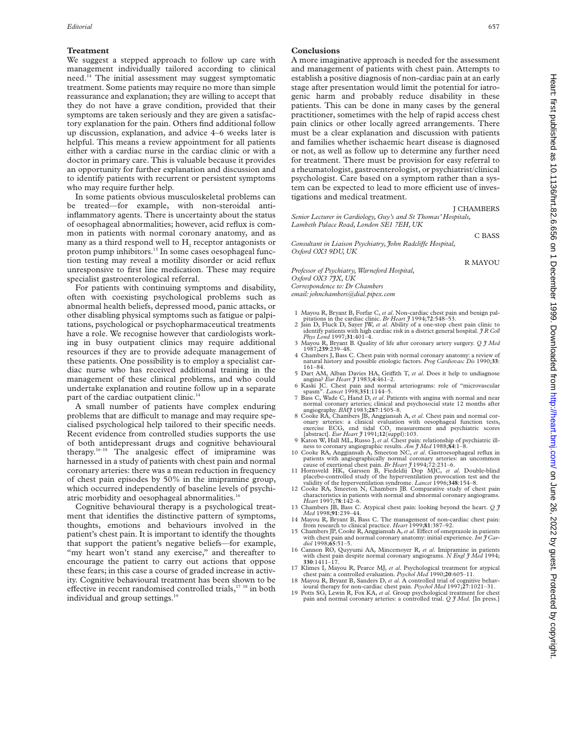## Treatment

We suggest a stepped approach to follow up care with management individually tailored according to clinical need.[14] The initial assessment may suggest symptomatic treatment. Some patients may require no more than simple reassurance and explanation; they are willing to accept that they do not have a grave condition, provided that their symptoms are taken seriously and they are given a satisfactory explanation for the pain. Others find additional follow up discussion, explanation, and advice 4–6 weeks later is helpful. This means a review appointment for all patients either with a cardiac nurse in the cardiac clinic or with a doctor in primary care. This is valuable because it provides an opportunity for further explanation and discussion and to identify patients with recurrent or persistent symptoms who may require further help.

In some patients obvious musculoskeletal problems can be treated—for example, with non-steroidal anti-inflammatory agents. There is uncertainty about the status of oesophageal abnormalities; however, acid reflux is common in patients with normal coronary anatomy, and as many as a third respond well to $H_2$ receptor antagonists or proton pump inhibitors.[15] In some cases oesophageal function testing may reveal a motility disorder or acid reflux unresponsive to first line medication. These may require specialist gastroenterological referral.

For patients with continuing symptoms and disability, often with coexisting psychological problems such as abnormal health beliefs, depressed mood, panic attacks, or other disabling physical symptoms such as fatigue or palpitations, psychological or psychopharmaceutical treatments have a role. We recognise however that cardiologists working in busy outpatient clinics may require additional resources if they are to provide adequate management of these patients. One possibility is to employ a specialist cardiac nurse who has received additional training in the management of these clinical problems, and who could undertake explanation and routine follow up in a separate part of the cardiac outpatient clinic.[14]

A small number of patients have complex enduring problems that are difficult to manage and may require specialised psychological help tailored to their specific needs. Recent evidence from controlled studies supports the use of both antidepressant drugs and cognitive behavioural therapy.[16–18] The analgesic effect of imipramine was harnessed in a study of patients with chest pain and normal coronary arteries: there was a mean reduction in frequency of chest pain episodes by 50% in the imipramine group, which occurred independently of baseline levels of psychiatric morbidity and oesophageal abnormalities.[16]

Cognitive behavioural therapy is a psychological treatment that identifies the distinctive pattern of symptoms, thoughts, emotions and behaviours involved in the patient's chest pain. It is important to identify the thoughts that support the patient's negative beliefs—for example, "my heart won't stand any exercise," and thereafter to encourage the patient to carry out actions that oppose these fears; in this case a course of graded increase in activity. Cognitive behavioural treatment has been shown to be effective in recent randomised controlled trials,[17 18] in both individual and group settings.[19]

## Conclusions

A more imaginative approach is needed for the assessment and management of patients with chest pain. Attempts to establish a positive diagnosis of non-cardiac pain at an early stage after presentation would limit the potential for iatrogenic harm and probably reduce disability in these patients. This can be done in many cases by the general practitioner, sometimes with the help of rapid access chest pain clinics or other locally agreed arrangements. There must be a clear explanation and discussion with patients and families whether ischaemic heart disease is diagnosed or not, as well as follow up to determine any further need for treatment. There must be provision for easy referral to a rheumatologist, gastroenterologist, or psychiatrist/clinical psychologist. Care based on a symptom rather than a system can be expected to lead to more efficient use of investigations and medical treatment.

J CHAMBERS

*Senior Lecturer in Cardiology, Guy's and St Thomas' Hospitals, Lambeth Palace Road, London SE1 7EH, UK*

C BASS

*Consultant in Liaison Psychiatry, John Radcliffe Hospital, Oxford OX3 9DU, UK*

R MAYOU

*Professor of Psychiatry, Warneford Hospital, Oxford OX3 7JX, UK*
*Correspondence to: Dr Chambers*
*email: johnchambers@dial.pipex.com*

1. Mayou R, Bryant B, Forfar C, *et al*. Non-cardiac chest pain and benign palpitations in the cardiac clinic. *Br Heart J* 1994;**72**:548–53.
2. Jain D, Fluck D, Sayer JW, *et al*. Ability of a one-stop chest pain clinic to identify patients with high cardiac risk in a district general hospital. *J R Coll Phys Lond* 1997;**31**:401–4.
3. Mayou R, Bryant B. Quality of life after coronary artery surgery. *Q J Med* 1987;**239**:239–48.
4. Chambers J, Bass C. Chest pain with normal coronary anatomy: a review of natural history and possible etiologic factors. *Prog Cardiovasc Dis* 1990;**33**:161–84.
5. Dart AM, Alban Davies HA, Griffith T, *et al*. Does it help to undiagnose angina? *Eur Heart J* 1983;**4**:461–2.
6. Kaski JC. Chest pain and normal arteriograms: role of "microvascular spasm". *Lancet* 1998;**351**:1144–5.
7. Bass C, Wade C, Hand D, *et al*. Patients with angina with normal and near normal coronary arteries; clinical and psychosocial state 12 months after angiography. *BMJ* 1983;**287**:1505–8.
8. Cooke RA, Chambers JB, Anggiansah A, *et al*. Chest pain and normal coronary arteries: a clinical evaluation with oesophageal function tests, exercise ECG, end tidal $CO_2$ measurement and psychiatric scores [abstract]. *Eur Heart J* 1991;**12**(suppl):103.
9. Katon W, Hall ML, Russo J, *et al*. Chest pain: relationship of psychiatric illness to coronary angiographic results. *Am J Med* 1988;**84**:1–8.
10. Cooke RA, Anggiansah A, Smeeton NC, *et al*. Gastroesophageal reflux in patients with angiographically normal coronary arteries: an uncommon cause of exertional chest pain. *Br Heart J* 1994;72:231–6.
11. Hornsveld HK, Garssen B, Fiedeldij Dop MJC, *et al*. Double-blind placebo-controlled study of the hyperventilation provocation test and the validity of the hyperventilation syndrome. *Lancet* 1996;**348**:154–8.
12. Cooke RA, Smeeton N, Chambers JB. Comparative study of chest pain characteristics in patients with normal and abnormal coronary angiograms. *Heart* 1997;**78**:142–6.
13. Chambers JB, Bass C. Atypical chest pain: looking beyond the heart. *Q J Med* 1998;**91**:239–44.
14. Mayou R, Bryant B, Bass C. The management of non-cardiac chest pain: from research to clinical practice. *Heart* 1999;**81**:387–92.
15. Chambers JP, Cooke R, Anggiansah A, *et al*. Effect of omeprazole in patients with chest pain and normal coronary anatomy: initial experience. *Int J Cardiol* 1998;**65**:51–5.
16. Cannon RO, Quyyumi AA, Mincemoyer R, *et al*. Imipramine in patients with chest pain despite normal coronary angiograms. *N Engl J Med* 1994;**330**:1411–17.
17. Klimes I, Mayou R, Pearce MJ, *et al*. Psychological treatment for atypical chest pain: a controlled evaluation. *Psychol Med* 1990;**20**:605–11.
18. Mayou R, Bryant B, Sanders D, *et al*. A controlled trial of cognitive behavioural therapy for non-cardiac chest pain. *Psychol Med* 1997;**27**:1021–31.
19. Potts SG, Lewin R, Fox KA, *et al*. Group psychological treatment for chest pain and normal coronary arteries: a controlled trial. *Q J Med*. [In press.]